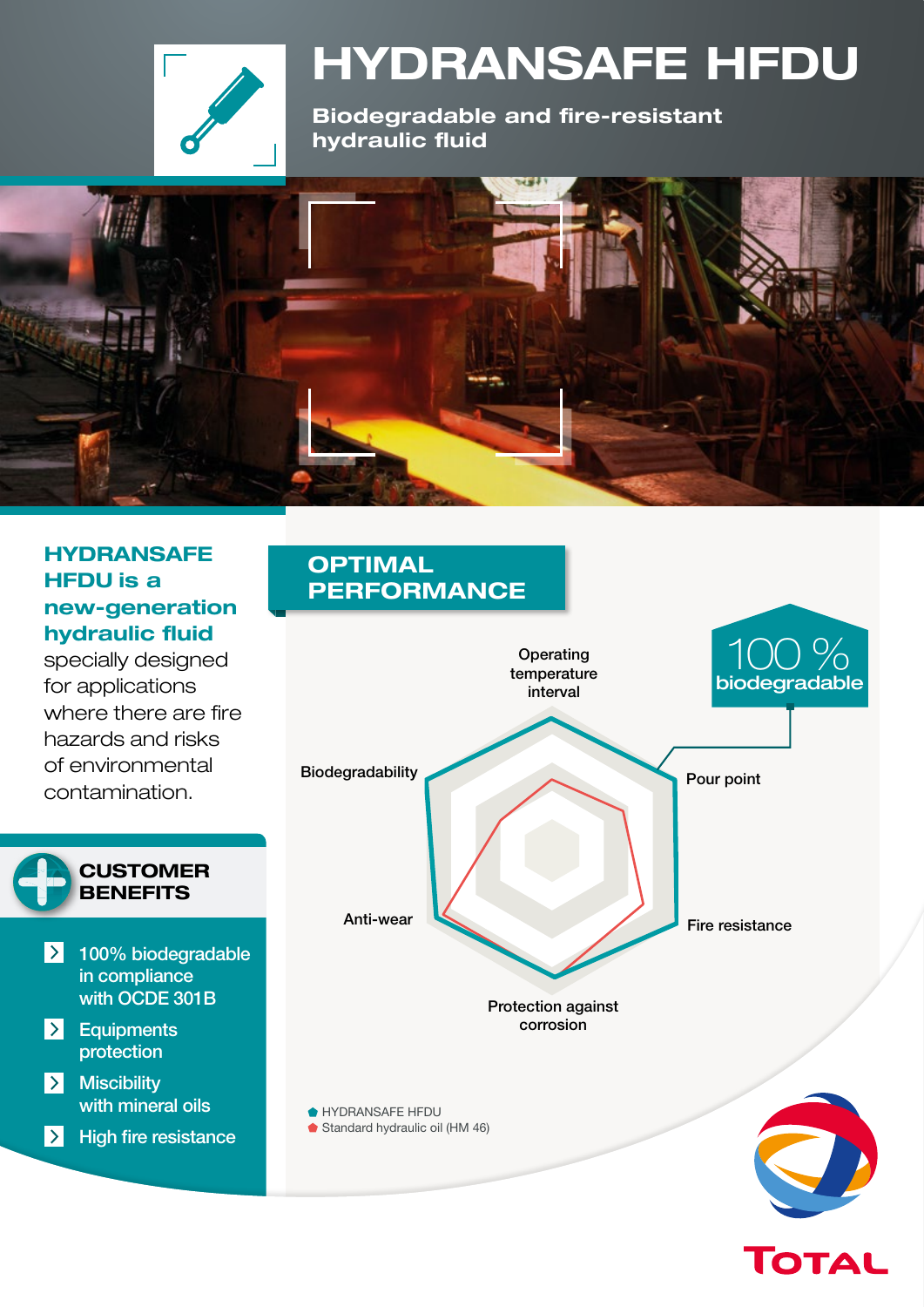# HYDRANSAFE HFDU

**Biodegradable and fire-resistant hydraulic fluid**

**HYDRANSAFE HFDU is a new-generation hydraulic fluid** specially designed for applications where there are fire hazards and risks of environmental contamination.

## CUSTOMER BENEFITS

- 100% biodegradable in compliance with OCDE 301B
- Equipments protection
- Miscibility with mineral oils
- High fire resistance

## OPTIMAL PERFORMANCE

100 % biodegradable

Operating temperature interval

Pour point

Fire resistance

Protection against corrosion

Anti-wear

Biodegradability

- HYDRANSAFE HFDU
- Standard hydraulic oil (HM 46)

TOTAL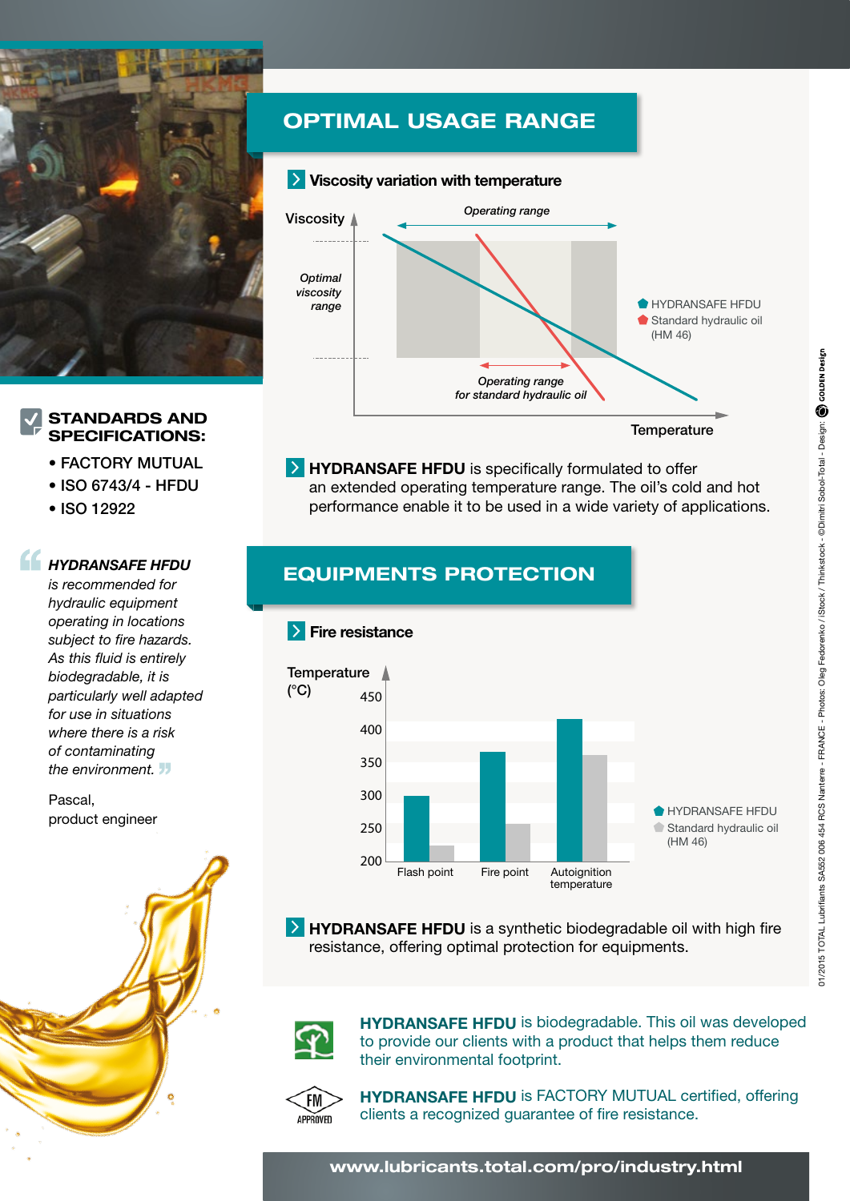## OPTIMAL USAGE RANGE

### Viscosity variation with temperature

Viscosity

Operating range

Optimal viscosity range

Operating range for standard hydraulic oil

Temperature

HYDRANSAFE HFDU

Standard hydraulic oil (HM 46)

**HYDRANSAFE HFDU** is specifically formulated to offer an extended operating temperature range. The oil's cold and hot performance enable it to be used in a wide variety of applications.

## STANDARDS AND SPECIFICATIONS:

- FACTORY MUTUAL
- ISO 6743/4 - HFDU
- ISO 12922

> ***HYDRANSAFE HFDU*** *is recommended for hydraulic equipment operating in locations subject to fire hazards. As this fluid is entirely biodegradable, it is particularly well adapted for use in situations where there is a risk of contaminating the environment.*

Pascal,
product engineer

## EQUIPMENTS PROTECTION

### Fire resistance

Temperature (°C)

450

400

350

300

250

200

Flash point

Fire point

Autoignition temperature

HYDRANSAFE HFDU

Standard hydraulic oil (HM 46)

**HYDRANSAFE HFDU** is a synthetic biodegradable oil with high fire resistance, offering optimal protection for equipments.

**HYDRANSAFE HFDU** is biodegradable. This oil was developed to provide our clients with a product that helps them reduce their environmental footprint.

FM APPROVED

**HYDRANSAFE HFDU** is FACTORY MUTUAL certified, offering clients a recognized guarantee of fire resistance.

**www.lubricants.total.com/pro/industry.html**

01/2015 TOTAL Lubrifiants SA552 006 454 RCS Nanterre - FRANCE - Photos: Oleg Fedorenko / iStock / Thinkstock - ©Dimitri Sobol-Total - Design: GOLDEN Design